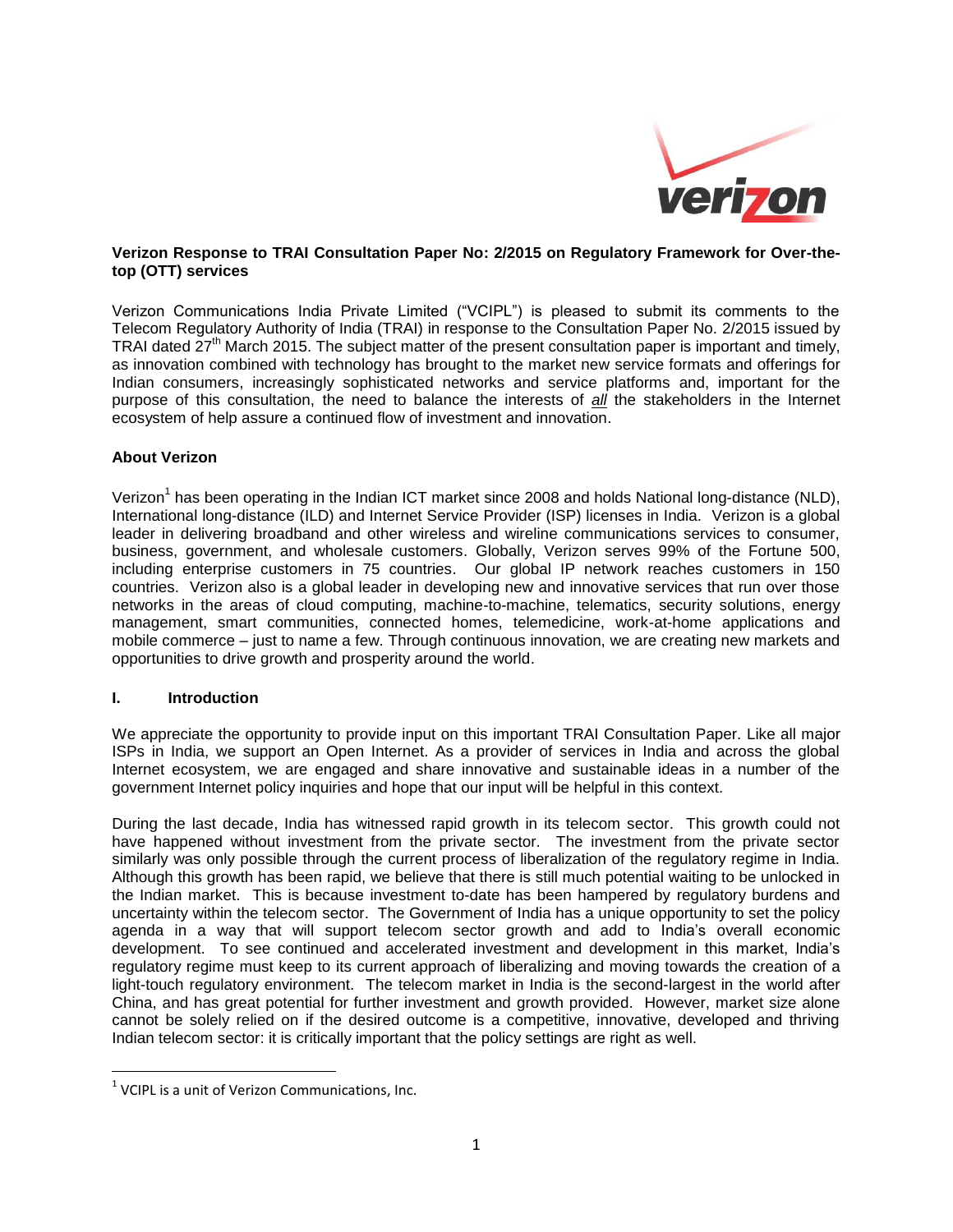**Verizon Response to TRAI Consultation Paper No: 2/2015 on Regulatory Framework for Over-the-top (OTT) services**

Verizon Communications India Private Limited ("VCIPL") is pleased to submit its comments to the Telecom Regulatory Authority of India (TRAI) in response to the Consultation Paper No. 2/2015 issued by TRAI dated 27th March 2015. The subject matter of the present consultation paper is important and timely, as innovation combined with technology has brought to the market new service formats and offerings for Indian consumers, increasingly sophisticated networks and service platforms and, important for the purpose of this consultation, the need to balance the interests of ***all*** the stakeholders in the Internet ecosystem of help assure a continued flow of investment and innovation.

**About Verizon**

Verizon[1] has been operating in the Indian ICT market since 2008 and holds National long-distance (NLD), International long-distance (ILD) and Internet Service Provider (ISP) licenses in India. Verizon is a global leader in delivering broadband and other wireless and wireline communications services to consumer, business, government, and wholesale customers. Globally, Verizon serves 99% of the Fortune 500, including enterprise customers in 75 countries. Our global IP network reaches customers in 150 countries. Verizon also is a global leader in developing new and innovative services that run over those networks in the areas of cloud computing, machine-to-machine, telematics, security solutions, energy management, smart communities, connected homes, telemedicine, work-at-home applications and mobile commerce – just to name a few. Through continuous innovation, we are creating new markets and opportunities to drive growth and prosperity around the world.

## I. Introduction

We appreciate the opportunity to provide input on this important TRAI Consultation Paper. Like all major ISPs in India, we support an Open Internet. As a provider of services in India and across the global Internet ecosystem, we are engaged and share innovative and sustainable ideas in a number of the government Internet policy inquiries and hope that our input will be helpful in this context.

During the last decade, India has witnessed rapid growth in its telecom sector. This growth could not have happened without investment from the private sector. The investment from the private sector similarly was only possible through the current process of liberalization of the regulatory regime in India. Although this growth has been rapid, we believe that there is still much potential waiting to be unlocked in the Indian market. This is because investment to-date has been hampered by regulatory burdens and uncertainty within the telecom sector. The Government of India has a unique opportunity to set the policy agenda in a way that will support telecom sector growth and add to India's overall economic development. To see continued and accelerated investment and development in this market, India's regulatory regime must keep to its current approach of liberalizing and moving towards the creation of a light-touch regulatory environment. The telecom market in India is the second-largest in the world after China, and has great potential for further investment and growth provided. However, market size alone cannot be solely relied on if the desired outcome is a competitive, innovative, developed and thriving Indian telecom sector: it is critically important that the policy settings are right as well.

[1] VCIPL is a unit of Verizon Communications, Inc.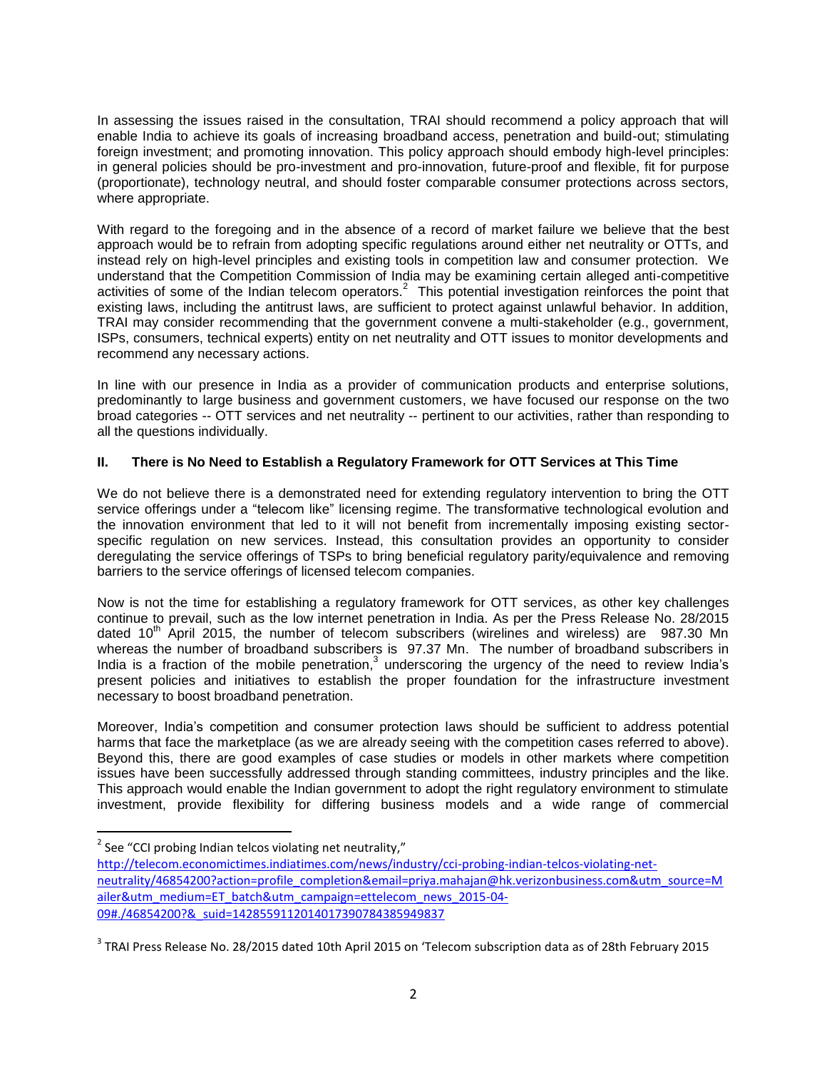In assessing the issues raised in the consultation, TRAI should recommend a policy approach that will enable India to achieve its goals of increasing broadband access, penetration and build-out; stimulating foreign investment; and promoting innovation. This policy approach should embody high-level principles: in general policies should be pro-investment and pro-innovation, future-proof and flexible, fit for purpose (proportionate), technology neutral, and should foster comparable consumer protections across sectors, where appropriate.

With regard to the foregoing and in the absence of a record of market failure we believe that the best approach would be to refrain from adopting specific regulations around either net neutrality or OTTs, and instead rely on high-level principles and existing tools in competition law and consumer protection. We understand that the Competition Commission of India may be examining certain alleged anti-competitive activities of some of the Indian telecom operators.[2] This potential investigation reinforces the point that existing laws, including the antitrust laws, are sufficient to protect against unlawful behavior. In addition, TRAI may consider recommending that the government convene a multi-stakeholder (e.g., government, ISPs, consumers, technical experts) entity on net neutrality and OTT issues to monitor developments and recommend any necessary actions.

In line with our presence in India as a provider of communication products and enterprise solutions, predominantly to large business and government customers, we have focused our response on the two broad categories -- OTT services and net neutrality -- pertinent to our activities, rather than responding to all the questions individually.

## II. There is No Need to Establish a Regulatory Framework for OTT Services at This Time

We do not believe there is a demonstrated need for extending regulatory intervention to bring the OTT service offerings under a "telecom like" licensing regime. The transformative technological evolution and the innovation environment that led to it will not benefit from incrementally imposing existing sector-specific regulation on new services. Instead, this consultation provides an opportunity to consider deregulating the service offerings of TSPs to bring beneficial regulatory parity/equivalence and removing barriers to the service offerings of licensed telecom companies.

Now is not the time for establishing a regulatory framework for OTT services, as other key challenges continue to prevail, such as the low internet penetration in India. As per the Press Release No. 28/2015 dated 10th April 2015, the number of telecom subscribers (wirelines and wireless) are 987.30 Mn whereas the number of broadband subscribers is 97.37 Mn. The number of broadband subscribers in India is a fraction of the mobile penetration,[3] underscoring the urgency of the need to review India's present policies and initiatives to establish the proper foundation for the infrastructure investment necessary to boost broadband penetration.

Moreover, India's competition and consumer protection laws should be sufficient to address potential harms that face the marketplace (as we are already seeing with the competition cases referred to above). Beyond this, there are good examples of case studies or models in other markets where competition issues have been successfully addressed through standing committees, industry principles and the like. This approach would enable the Indian government to adopt the right regulatory environment to stimulate investment, provide flexibility for differing business models and a wide range of commercial

---

[2] See "CCI probing Indian telcos violating net neutrality," http://telecom.economictimes.indiatimes.com/news/industry/cci-probing-indian-telcos-violating-net-neutrality/46854200?action=profile_completion&email=priya.mahajan@hk.verizonbusiness.com&utm_source=Mailer&utm_medium=ET_batch&utm_campaign=ettelecom_news_2015-04-09#./46854200?&_suid=142855911201401739078438594983 7

[3] TRAI Press Release No. 28/2015 dated 10th April 2015 on 'Telecom subscription data as of 28th February 2015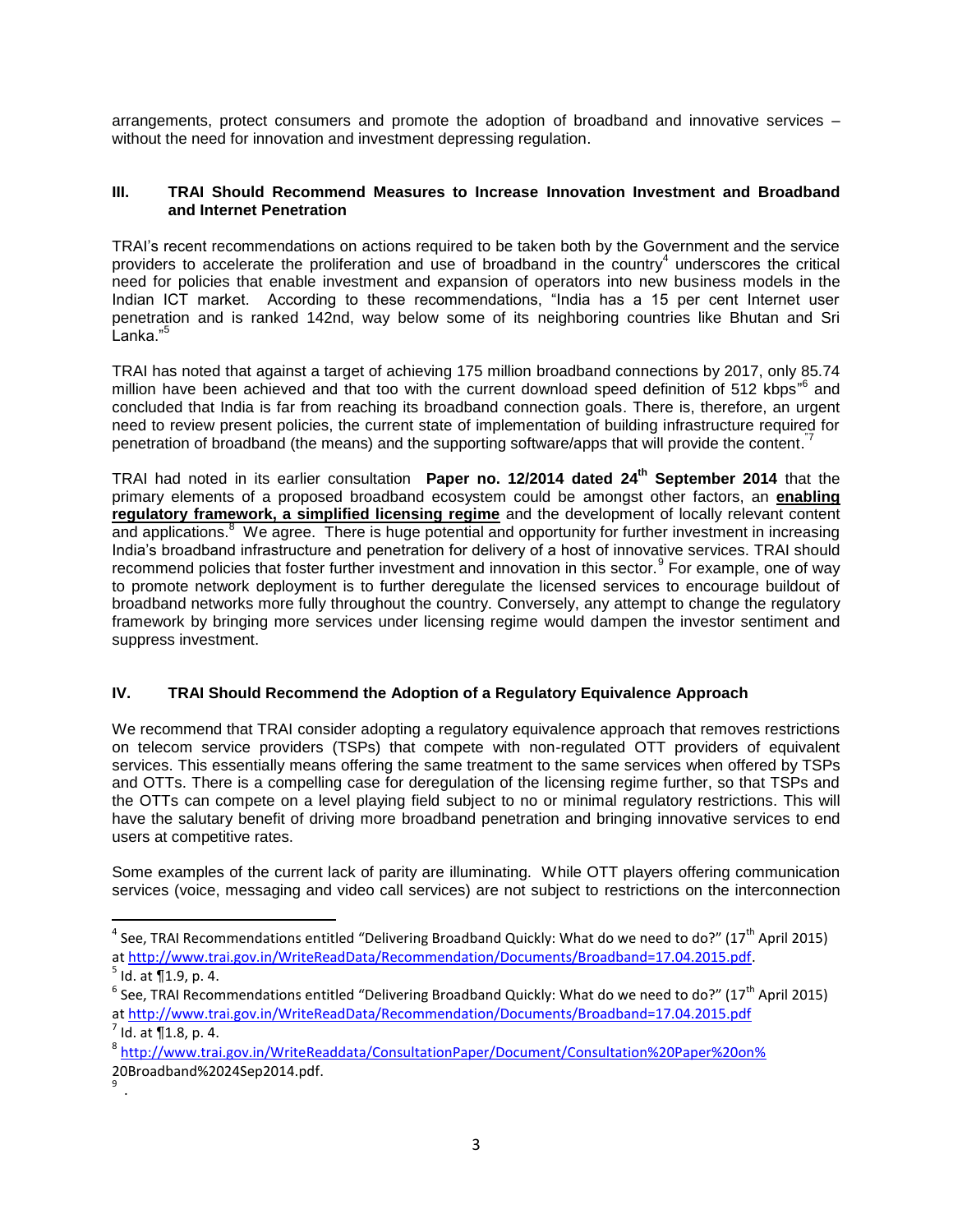arrangements, protect consumers and promote the adoption of broadband and innovative services – without the need for innovation and investment depressing regulation.

### III. TRAI Should Recommend Measures to Increase Innovation Investment and Broadband and Internet Penetration

TRAI's recent recommendations on actions required to be taken both by the Government and the service providers to accelerate the proliferation and use of broadband in the country[4] underscores the critical need for policies that enable investment and expansion of operators into new business models in the Indian ICT market. According to these recommendations, "India has a 15 per cent Internet user penetration and is ranked 142nd, way below some of its neighboring countries like Bhutan and Sri Lanka."[5]

TRAI has noted that against a target of achieving 175 million broadband connections by 2017, only 85.74 million have been achieved and that too with the current download speed definition of 512 kbps"[6] and concluded that India is far from reaching its broadband connection goals. There is, therefore, an urgent need to review present policies, the current state of implementation of building infrastructure required for penetration of broadband (the means) and the supporting software/apps that will provide the content."[7]

TRAI had noted in its earlier consultation **Paper no. 12/2014 dated 24th September 2014** that the primary elements of a proposed broadband ecosystem could be amongst other factors, an **enabling regulatory framework, a simplified licensing regime** and the development of locally relevant content and applications.[8] We agree. There is huge potential and opportunity for further investment in increasing India's broadband infrastructure and penetration for delivery of a host of innovative services. TRAI should recommend policies that foster further investment and innovation in this sector.[9] For example, one of way to promote network deployment is to further deregulate the licensed services to encourage buildout of broadband networks more fully throughout the country. Conversely, any attempt to change the regulatory framework by bringing more services under licensing regime would dampen the investor sentiment and suppress investment.

### IV. TRAI Should Recommend the Adoption of a Regulatory Equivalence Approach

We recommend that TRAI consider adopting a regulatory equivalence approach that removes restrictions on telecom service providers (TSPs) that compete with non-regulated OTT providers of equivalent services. This essentially means offering the same treatment to the same services when offered by TSPs and OTTs. There is a compelling case for deregulation of the licensing regime further, so that TSPs and the OTTs can compete on a level playing field subject to no or minimal regulatory restrictions. This will have the salutary benefit of driving more broadband penetration and bringing innovative services to end users at competitive rates.

Some examples of the current lack of parity are illuminating. While OTT players offering communication services (voice, messaging and video call services) are not subject to restrictions on the interconnection

---

[4] See, TRAI Recommendations entitled "Delivering Broadband Quickly: What do we need to do?" (17th April 2015) at http://www.trai.gov.in/WriteReadData/Recommendation/Documents/Broadband=17.04.2015.pdf.

[5] Id. at ¶1.9, p. 4.

[6] See, TRAI Recommendations entitled "Delivering Broadband Quickly: What do we need to do?" (17th April 2015) at http://www.trai.gov.in/WriteReadData/Recommendation/Documents/Broadband=17.04.2015.pdf

[7] Id. at ¶1.8, p. 4.

[8] http://www.trai.gov.in/WriteReaddata/ConsultationPaper/Document/Consultation%20Paper%20on%20Broadband%2024Sep2014.pdf.

[9] .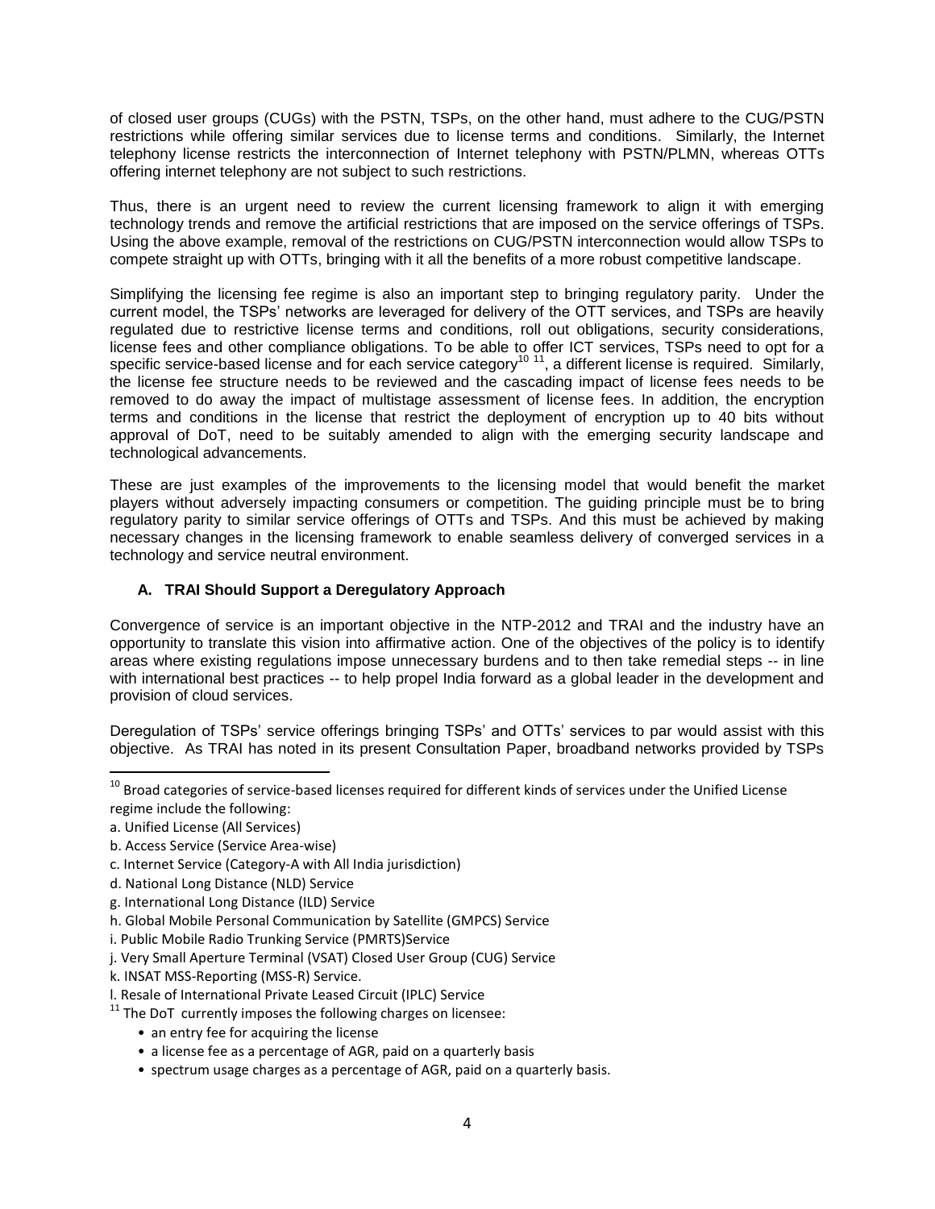of closed user groups (CUGs) with the PSTN, TSPs, on the other hand, must adhere to the CUG/PSTN restrictions while offering similar services due to license terms and conditions. Similarly, the Internet telephony license restricts the interconnection of Internet telephony with PSTN/PLMN, whereas OTTs offering internet telephony are not subject to such restrictions.

Thus, there is an urgent need to review the current licensing framework to align it with emerging technology trends and remove the artificial restrictions that are imposed on the service offerings of TSPs. Using the above example, removal of the restrictions on CUG/PSTN interconnection would allow TSPs to compete straight up with OTTs, bringing with it all the benefits of a more robust competitive landscape.

Simplifying the licensing fee regime is also an important step to bringing regulatory parity. Under the current model, the TSPs' networks are leveraged for delivery of the OTT services, and TSPs are heavily regulated due to restrictive license terms and conditions, roll out obligations, security considerations, license fees and other compliance obligations. To be able to offer ICT services, TSPs need to opt for a specific service-based license and for each service category[10] [11], a different license is required. Similarly, the license fee structure needs to be reviewed and the cascading impact of license fees needs to be removed to do away the impact of multistage assessment of license fees. In addition, the encryption terms and conditions in the license that restrict the deployment of encryption up to 40 bits without approval of DoT, need to be suitably amended to align with the emerging security landscape and technological advancements.

These are just examples of the improvements to the licensing model that would benefit the market players without adversely impacting consumers or competition. The guiding principle must be to bring regulatory parity to similar service offerings of OTTs and TSPs. And this must be achieved by making necessary changes in the licensing framework to enable seamless delivery of converged services in a technology and service neutral environment.

### A. TRAI Should Support a Deregulatory Approach

Convergence of service is an important objective in the NTP-2012 and TRAI and the industry have an opportunity to translate this vision into affirmative action. One of the objectives of the policy is to identify areas where existing regulations impose unnecessary burdens and to then take remedial steps -- in line with international best practices -- to help propel India forward as a global leader in the development and provision of cloud services.

Deregulation of TSPs' service offerings bringing TSPs' and OTTs' services to par would assist with this objective. As TRAI has noted in its present Consultation Paper, broadband networks provided by TSPs

---

[10] Broad categories of service-based licenses required for different kinds of services under the Unified License regime include the following:

a. Unified License (All Services)

b. Access Service (Service Area-wise)

c. Internet Service (Category-A with All India jurisdiction)

d. National Long Distance (NLD) Service

g. International Long Distance (ILD) Service

h. Global Mobile Personal Communication by Satellite (GMPCS) Service

i. Public Mobile Radio Trunking Service (PMRTS)Service

j. Very Small Aperture Terminal (VSAT) Closed User Group (CUG) Service

k. INSAT MSS-Reporting (MSS-R) Service.

l. Resale of International Private Leased Circuit (IPLC) Service

[11] The DoT currently imposes the following charges on licensee:

- an entry fee for acquiring the license
- a license fee as a percentage of AGR, paid on a quarterly basis
- spectrum usage charges as a percentage of AGR, paid on a quarterly basis.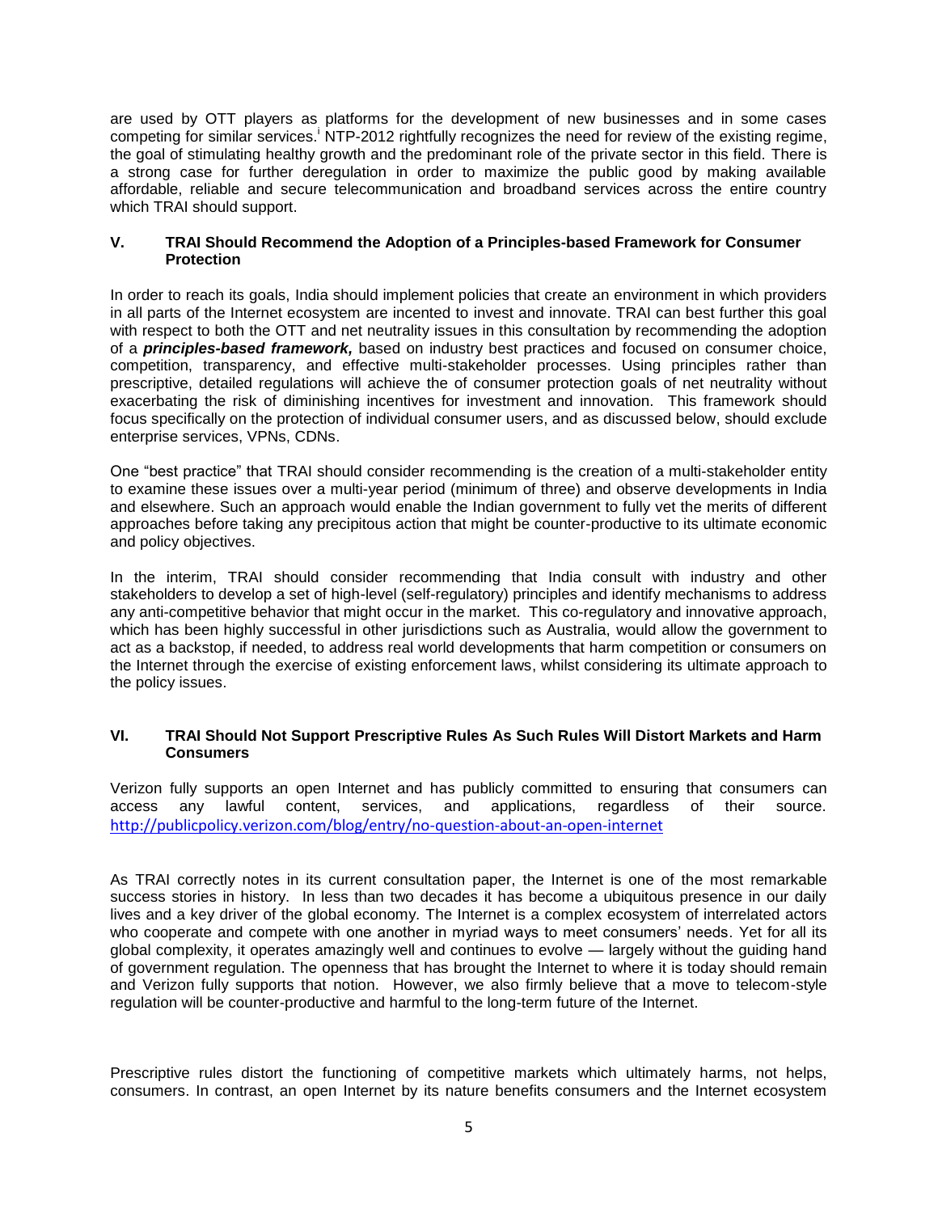are used by OTT players as platforms for the development of new businesses and in some cases competing for similar services.[i] NTP-2012 rightfully recognizes the need for review of the existing regime, the goal of stimulating healthy growth and the predominant role of the private sector in this field. There is a strong case for further deregulation in order to maximize the public good by making available affordable, reliable and secure telecommunication and broadband services across the entire country which TRAI should support.

### V. TRAI Should Recommend the Adoption of a Principles-based Framework for Consumer Protection

In order to reach its goals, India should implement policies that create an environment in which providers in all parts of the Internet ecosystem are incented to invest and innovate. TRAI can best further this goal with respect to both the OTT and net neutrality issues in this consultation by recommending the adoption of a ***principles-based framework,*** based on industry best practices and focused on consumer choice, competition, transparency, and effective multi-stakeholder processes. Using principles rather than prescriptive, detailed regulations will achieve the of consumer protection goals of net neutrality without exacerbating the risk of diminishing incentives for investment and innovation. This framework should focus specifically on the protection of individual consumer users, and as discussed below, should exclude enterprise services, VPNs, CDNs.

One "best practice" that TRAI should consider recommending is the creation of a multi-stakeholder entity to examine these issues over a multi-year period (minimum of three) and observe developments in India and elsewhere. Such an approach would enable the Indian government to fully vet the merits of different approaches before taking any precipitous action that might be counter-productive to its ultimate economic and policy objectives.

In the interim, TRAI should consider recommending that India consult with industry and other stakeholders to develop a set of high-level (self-regulatory) principles and identify mechanisms to address any anti-competitive behavior that might occur in the market. This co-regulatory and innovative approach, which has been highly successful in other jurisdictions such as Australia, would allow the government to act as a backstop, if needed, to address real world developments that harm competition or consumers on the Internet through the exercise of existing enforcement laws, whilst considering its ultimate approach to the policy issues.

### VI. TRAI Should Not Support Prescriptive Rules As Such Rules Will Distort Markets and Harm Consumers

Verizon fully supports an open Internet and has publicly committed to ensuring that consumers can access any lawful content, services, and applications, regardless of their source. http://publicpolicy.verizon.com/blog/entry/no-question-about-an-open-internet

As TRAI correctly notes in its current consultation paper, the Internet is one of the most remarkable success stories in history. In less than two decades it has become a ubiquitous presence in our daily lives and a key driver of the global economy. The Internet is a complex ecosystem of interrelated actors who cooperate and compete with one another in myriad ways to meet consumers' needs. Yet for all its global complexity, it operates amazingly well and continues to evolve — largely without the guiding hand of government regulation. The openness that has brought the Internet to where it is today should remain and Verizon fully supports that notion. However, we also firmly believe that a move to telecom-style regulation will be counter-productive and harmful to the long-term future of the Internet.

Prescriptive rules distort the functioning of competitive markets which ultimately harms, not helps, consumers. In contrast, an open Internet by its nature benefits consumers and the Internet ecosystem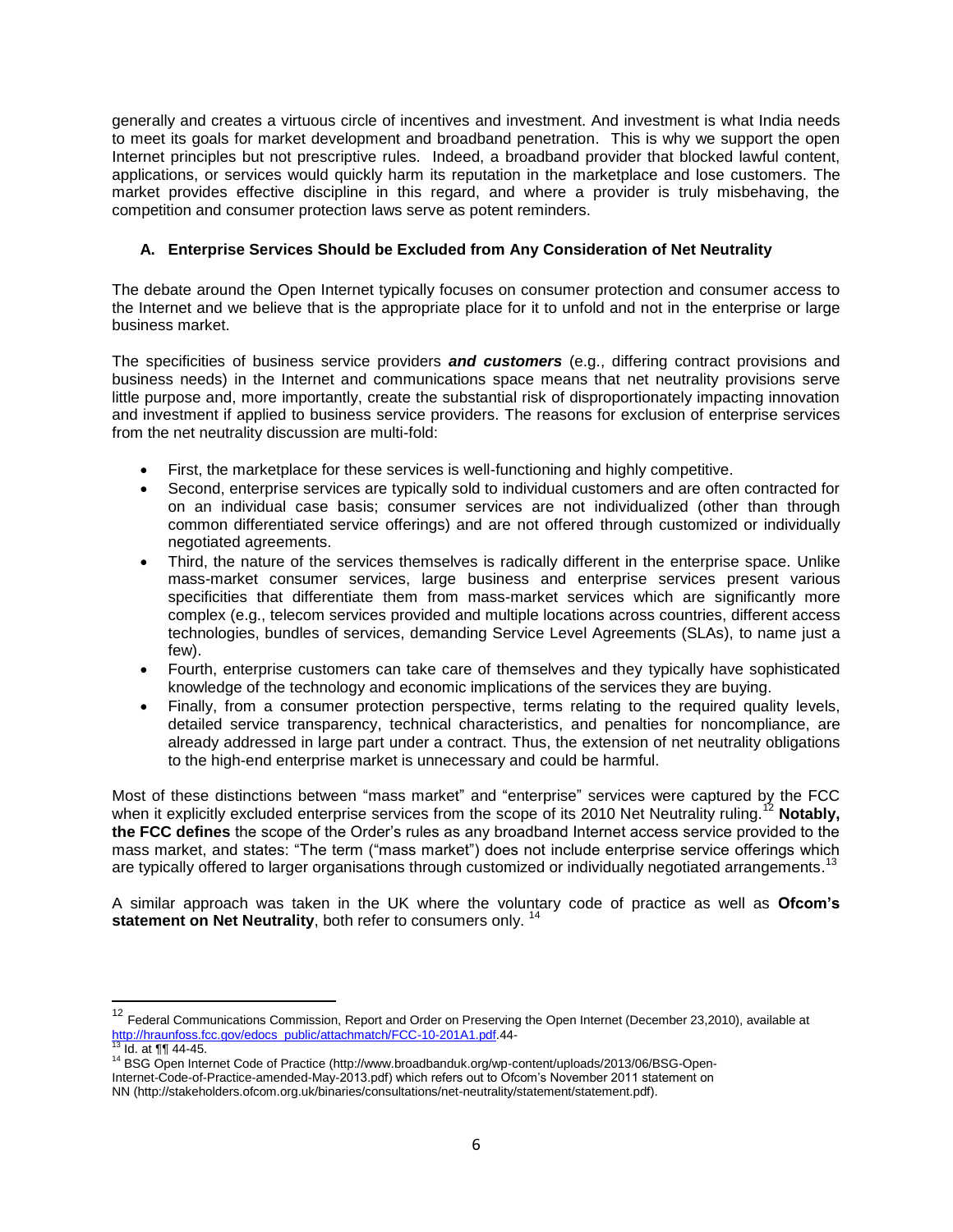generally and creates a virtuous circle of incentives and investment. And investment is what India needs to meet its goals for market development and broadband penetration. This is why we support the open Internet principles but not prescriptive rules. Indeed, a broadband provider that blocked lawful content, applications, or services would quickly harm its reputation in the marketplace and lose customers. The market provides effective discipline in this regard, and where a provider is truly misbehaving, the competition and consumer protection laws serve as potent reminders.

### A. Enterprise Services Should be Excluded from Any Consideration of Net Neutrality

The debate around the Open Internet typically focuses on consumer protection and consumer access to the Internet and we believe that is the appropriate place for it to unfold and not in the enterprise or large business market.

The specificities of business service providers ***and customers*** (e.g., differing contract provisions and business needs) in the Internet and communications space means that net neutrality provisions serve little purpose and, more importantly, create the substantial risk of disproportionately impacting innovation and investment if applied to business service providers. The reasons for exclusion of enterprise services from the net neutrality discussion are multi-fold:

- First, the marketplace for these services is well-functioning and highly competitive.
- Second, enterprise services are typically sold to individual customers and are often contracted for on an individual case basis; consumer services are not individualized (other than through common differentiated service offerings) and are not offered through customized or individually negotiated agreements.
- Third, the nature of the services themselves is radically different in the enterprise space. Unlike mass-market consumer services, large business and enterprise services present various specificities that differentiate them from mass-market services which are significantly more complex (e.g., telecom services provided and multiple locations across countries, different access technologies, bundles of services, demanding Service Level Agreements (SLAs), to name just a few).
- Fourth, enterprise customers can take care of themselves and they typically have sophisticated knowledge of the technology and economic implications of the services they are buying.
- Finally, from a consumer protection perspective, terms relating to the required quality levels, detailed service transparency, technical characteristics, and penalties for noncompliance, are already addressed in large part under a contract. Thus, the extension of net neutrality obligations to the high-end enterprise market is unnecessary and could be harmful.

Most of these distinctions between "mass market" and "enterprise" services were captured by the FCC when it explicitly excluded enterprise services from the scope of its 2010 Net Neutrality ruling.[12] **Notably, the FCC defines** the scope of the Order's rules as any broadband Internet access service provided to the mass market, and states: "The term ("mass market") does not include enterprise service offerings which are typically offered to larger organisations through customized or individually negotiated arrangements.[13]

A similar approach was taken in the UK where the voluntary code of practice as well as **Ofcom's statement on Net Neutrality**, both refer to consumers only. [14]

---

[12] Federal Communications Commission, Report and Order on Preserving the Open Internet (December 23,2010), available at http://hraunfoss.fcc.gov/edocs_public/attachmatch/FCC-10-201A1.pdf.44-

[13] Id. at ¶¶ 44-45.

[14] BSG Open Internet Code of Practice (http://www.broadbanduk.org/wp-content/uploads/2013/06/BSG-Open-Internet-Code-of-Practice-amended-May-2013.pdf) which refers out to Ofcom's November 2011 statement on NN (http://stakeholders.ofcom.org.uk/binaries/consultations/net-neutrality/statement/statement.pdf).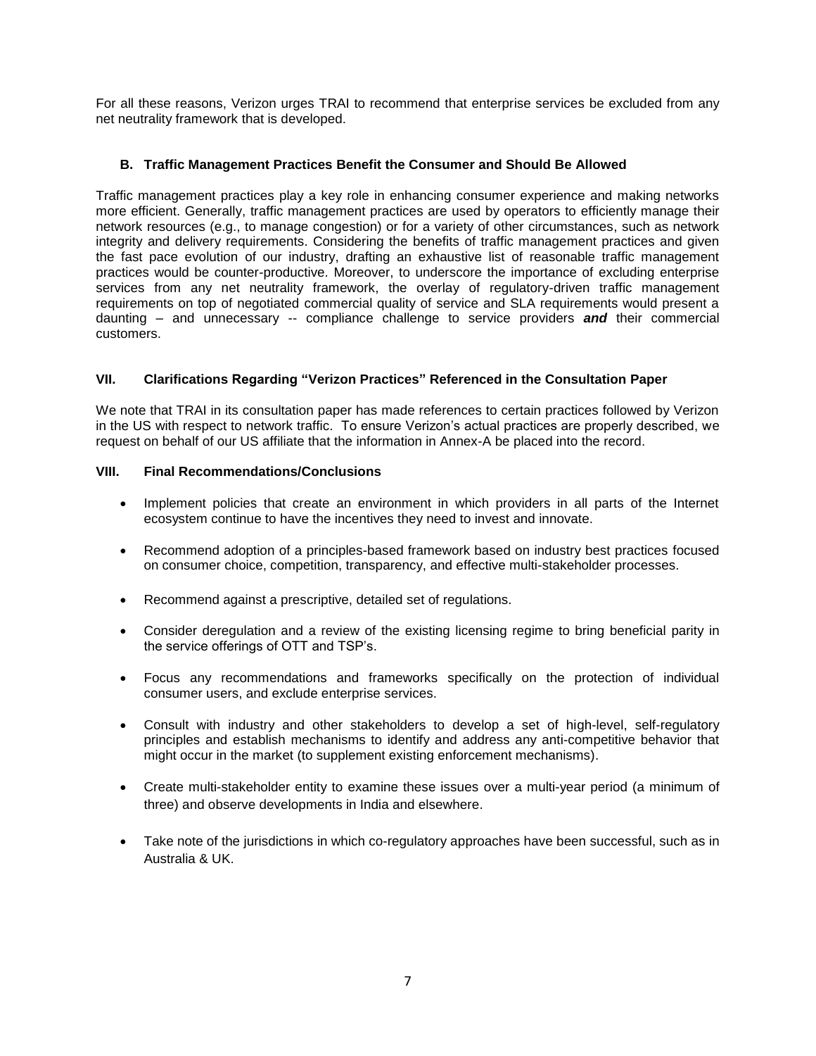For all these reasons, Verizon urges TRAI to recommend that enterprise services be excluded from any net neutrality framework that is developed.

### B. Traffic Management Practices Benefit the Consumer and Should Be Allowed

Traffic management practices play a key role in enhancing consumer experience and making networks more efficient. Generally, traffic management practices are used by operators to efficiently manage their network resources (e.g., to manage congestion) or for a variety of other circumstances, such as network integrity and delivery requirements. Considering the benefits of traffic management practices and given the fast pace evolution of our industry, drafting an exhaustive list of reasonable traffic management practices would be counter-productive. Moreover, to underscore the importance of excluding enterprise services from any net neutrality framework, the overlay of regulatory-driven traffic management requirements on top of negotiated commercial quality of service and SLA requirements would present a daunting – and unnecessary -- compliance challenge to service providers ***and*** their commercial customers.

## VII. Clarifications Regarding "Verizon Practices" Referenced in the Consultation Paper

We note that TRAI in its consultation paper has made references to certain practices followed by Verizon in the US with respect to network traffic. To ensure Verizon's actual practices are properly described, we request on behalf of our US affiliate that the information in Annex-A be placed into the record.

## VIII. Final Recommendations/Conclusions

- Implement policies that create an environment in which providers in all parts of the Internet ecosystem continue to have the incentives they need to invest and innovate.
- Recommend adoption of a principles-based framework based on industry best practices focused on consumer choice, competition, transparency, and effective multi-stakeholder processes.
- Recommend against a prescriptive, detailed set of regulations.
- Consider deregulation and a review of the existing licensing regime to bring beneficial parity in the service offerings of OTT and TSP's.
- Focus any recommendations and frameworks specifically on the protection of individual consumer users, and exclude enterprise services.
- Consult with industry and other stakeholders to develop a set of high-level, self-regulatory principles and establish mechanisms to identify and address any anti-competitive behavior that might occur in the market (to supplement existing enforcement mechanisms).
- Create multi-stakeholder entity to examine these issues over a multi-year period (a minimum of three) and observe developments in India and elsewhere.
- Take note of the jurisdictions in which co-regulatory approaches have been successful, such as in Australia & UK.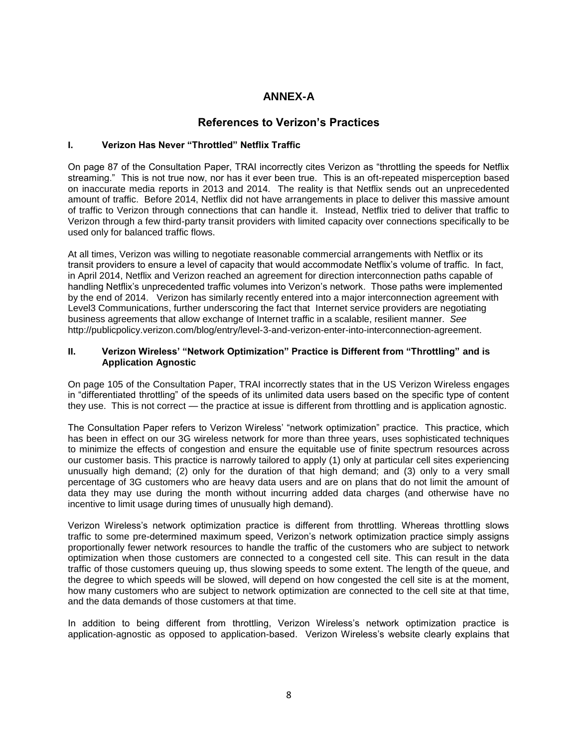# ANNEX-A

## References to Verizon's Practices

### I. Verizon Has Never "Throttled" Netflix Traffic

On page 87 of the Consultation Paper, TRAI incorrectly cites Verizon as "throttling the speeds for Netflix streaming." This is not true now, nor has it ever been true. This is an oft-repeated misperception based on inaccurate media reports in 2013 and 2014. The reality is that Netflix sends out an unprecedented amount of traffic. Before 2014, Netflix did not have arrangements in place to deliver this massive amount of traffic to Verizon through connections that can handle it. Instead, Netflix tried to deliver that traffic to Verizon through a few third-party transit providers with limited capacity over connections specifically to be used only for balanced traffic flows.

At all times, Verizon was willing to negotiate reasonable commercial arrangements with Netflix or its transit providers to ensure a level of capacity that would accommodate Netflix's volume of traffic. In fact, in April 2014, Netflix and Verizon reached an agreement for direction interconnection paths capable of handling Netflix's unprecedented traffic volumes into Verizon's network. Those paths were implemented by the end of 2014. Verizon has similarly recently entered into a major interconnection agreement with Level3 Communications, further underscoring the fact that Internet service providers are negotiating business agreements that allow exchange of Internet traffic in a scalable, resilient manner. *See* http://publicpolicy.verizon.com/blog/entry/level-3-and-verizon-enter-into-interconnection-agreement.

### II. Verizon Wireless' "Network Optimization" Practice is Different from "Throttling" and is Application Agnostic

On page 105 of the Consultation Paper, TRAI incorrectly states that in the US Verizon Wireless engages in "differentiated throttling" of the speeds of its unlimited data users based on the specific type of content they use. This is not correct — the practice at issue is different from throttling and is application agnostic.

The Consultation Paper refers to Verizon Wireless' "network optimization" practice. This practice, which has been in effect on our 3G wireless network for more than three years, uses sophisticated techniques to minimize the effects of congestion and ensure the equitable use of finite spectrum resources across our customer basis. This practice is narrowly tailored to apply (1) only at particular cell sites experiencing unusually high demand; (2) only for the duration of that high demand; and (3) only to a very small percentage of 3G customers who are heavy data users and are on plans that do not limit the amount of data they may use during the month without incurring added data charges (and otherwise have no incentive to limit usage during times of unusually high demand).

Verizon Wireless's network optimization practice is different from throttling. Whereas throttling slows traffic to some pre-determined maximum speed, Verizon's network optimization practice simply assigns proportionally fewer network resources to handle the traffic of the customers who are subject to network optimization when those customers are connected to a congested cell site. This can result in the data traffic of those customers queuing up, thus slowing speeds to some extent. The length of the queue, and the degree to which speeds will be slowed, will depend on how congested the cell site is at the moment, how many customers who are subject to network optimization are connected to the cell site at that time, and the data demands of those customers at that time.

In addition to being different from throttling, Verizon Wireless's network optimization practice is application-agnostic as opposed to application-based. Verizon Wireless's website clearly explains that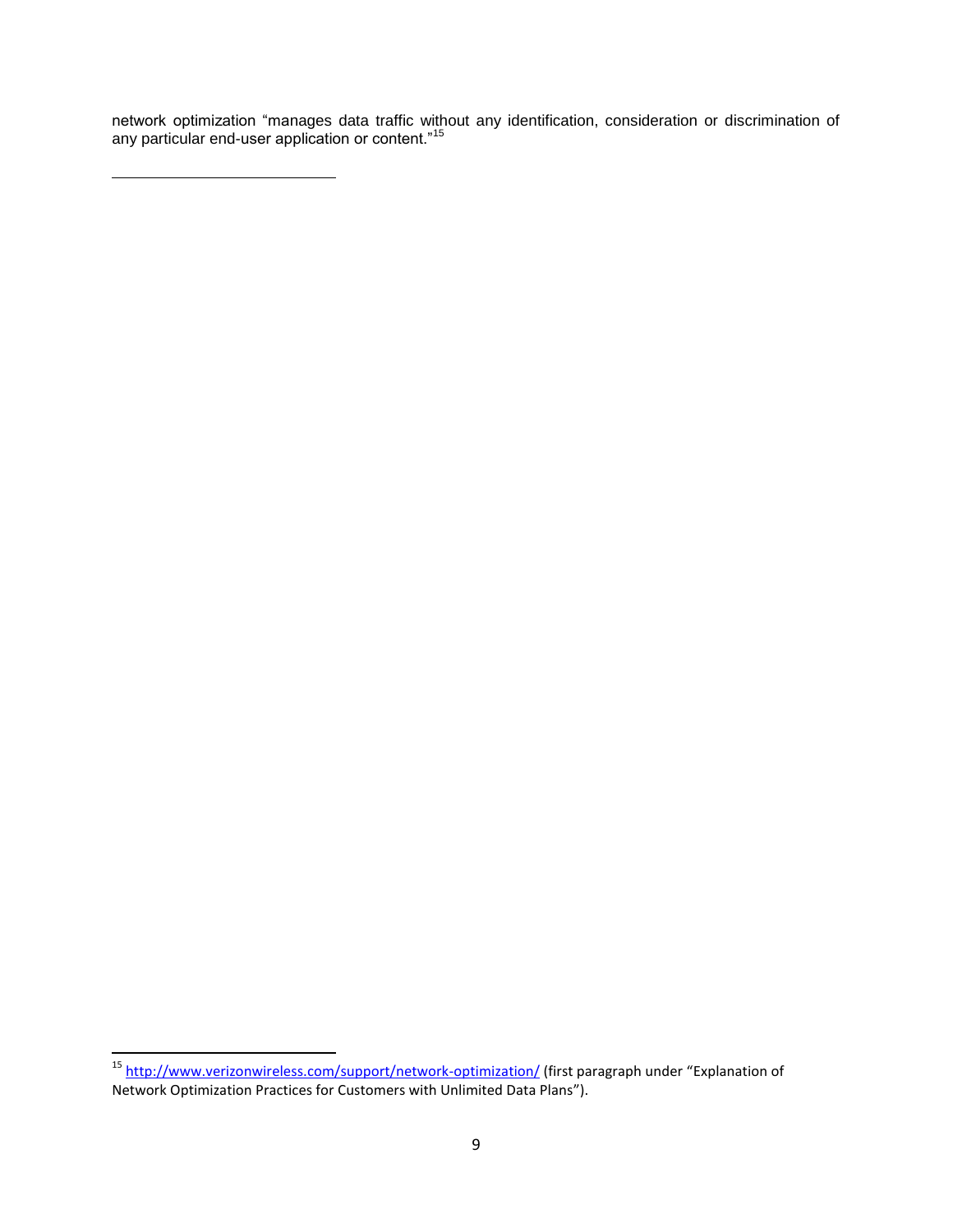network optimization "manages data traffic without any identification, consideration or discrimination of any particular end-user application or content."[15]

---

[15] http://www.verizonwireless.com/support/network-optimization/ (first paragraph under "Explanation of Network Optimization Practices for Customers with Unlimited Data Plans").